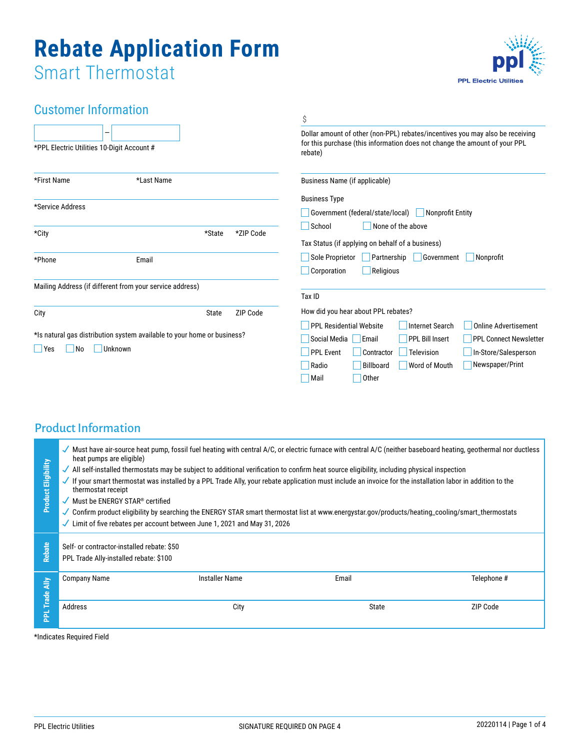# Rebate Application Form

## Smart Thermostat

PPL Electric Utilities

## Customer Information

\_\_\_\_\_\_\_\_ – \_\_\_\_\_\_\_\_
*PPL Electric Utilities 10-Digit Account #

*First Name | *Last Name

*Service Address

*City | *State | *ZIP Code

*Phone | Email

Mailing Address (if different from your service address)

City | State | ZIP Code

*Is natural gas distribution system available to your home or business?

☐ Yes ☐ No ☐ Unknown

$

Dollar amount of other (non-PPL) rebates/incentives you may also be receiving for this purchase (this information does not change the amount of your PPL rebate)

Business Name (if applicable)

Business Type

☐ Government (federal/state/local) ☐ Nonprofit Entity
☐ School ☐ None of the above

Tax Status (if applying on behalf of a business)

☐ Sole Proprietor ☐ Partnership ☐ Government ☐ Nonprofit
☐ Corporation ☐ Religious

Tax ID

How did you hear about PPL rebates?

☐ PPL Residential Website ☐ Internet Search ☐ Online Advertisement
☐ Social Media ☐ Email ☐ PPL Bill Insert ☐ PPL Connect Newsletter
☐ PPL Event ☐ Contractor ☐ Television ☐ In-Store/Salesperson
☐ Radio ☐ Billboard ☐ Word of Mouth ☐ Newspaper/Print
☐ Mail ☐ Other

## Product Information

**Product Eligibility**

- ✓ Must have air-source heat pump, fossil fuel heating with central A/C, or electric furnace with central A/C (neither baseboard heating, geothermal nor ductless heat pumps are eligible)
- ✓ All self-installed thermostats may be subject to additional verification to confirm heat source eligibility, including physical inspection
- ✓ If your smart thermostat was installed by a PPL Trade Ally, your rebate application must include an invoice for the installation labor in addition to the thermostat receipt
- ✓ Must be ENERGY STAR® certified
- ✓ Confirm product eligibility by searching the ENERGY STAR smart thermostat list at www.energystar.gov/products/heating_cooling/smart_thermostats
- ✓ Limit of five rebates per account between June 1, 2021 and May 31, 2026

**Rebate**

Self- or contractor-installed rebate: $50
PPL Trade Ally-installed rebate: $100

**PPL Trade Ally**

| Company Name | Installer Name | Email | Telephone # |
|---|---|---|---|
| | | | |

| Address | City | State | ZIP Code |
|---|---|---|---|
| | | | |

*Indicates Required Field

SIGNATURE REQUIRED ON PAGE 4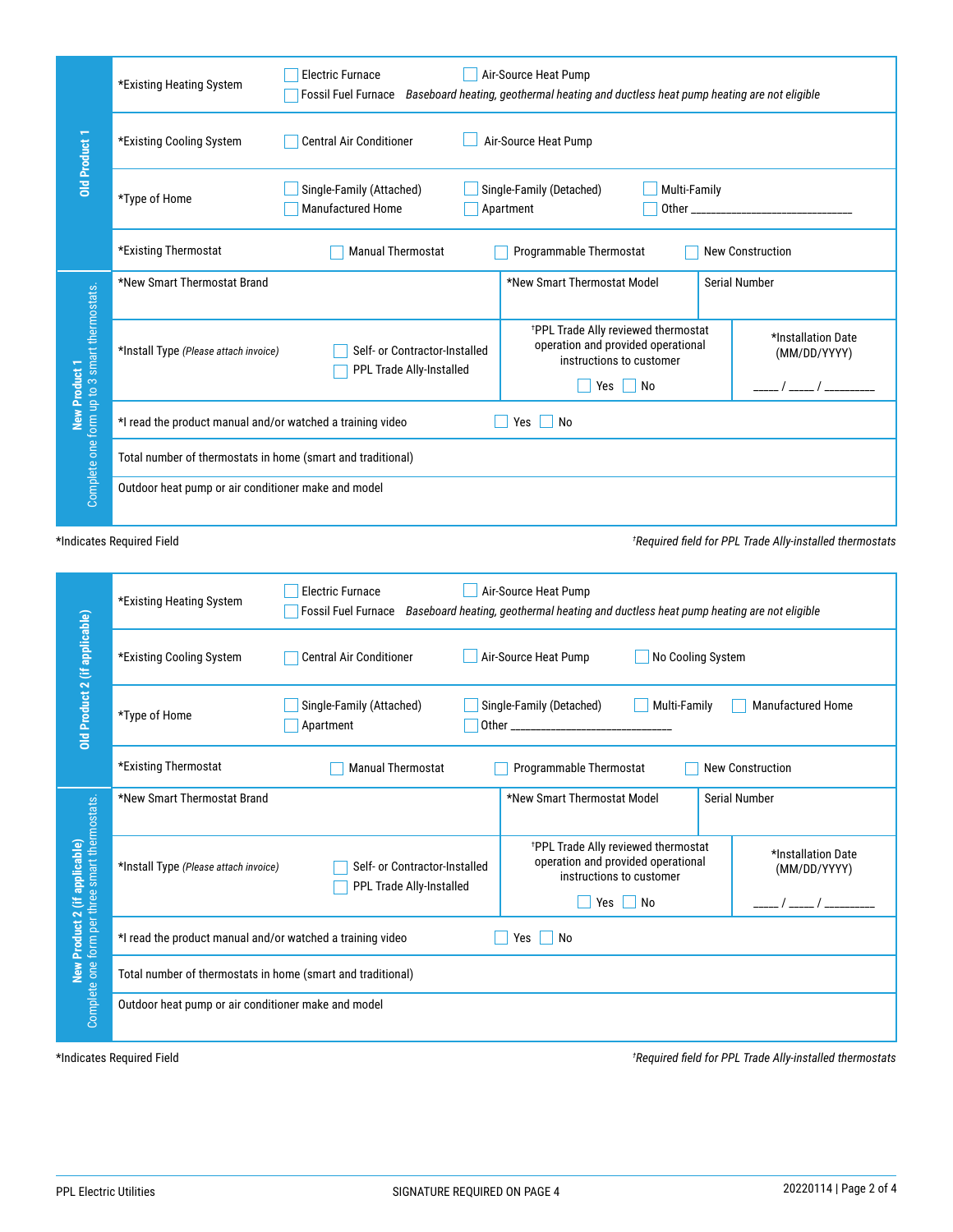## Old Product 1

| | |
|---|---|
| *Existing Heating System | ☐ Electric Furnace ☐ Air-Source Heat Pump ☐ Fossil Fuel Furnace *Baseboard heating, geothermal heating and ductless heat pump heating are not eligible* |
| *Existing Cooling System | ☐ Central Air Conditioner ☐ Air-Source Heat Pump |
| *Type of Home | ☐ Single-Family (Attached) ☐ Single-Family (Detached) ☐ Multi-Family ☐ Manufactured Home ☐ Apartment ☐ Other ______________________________ |
| *Existing Thermostat | ☐ Manual Thermostat ☐ Programmable Thermostat ☐ New Construction |

## New Product 1

Complete one form up to 3 smart thermostats.

| | | |
|---|---|---|
| *New Smart Thermostat Brand | *New Smart Thermostat Model | Serial Number |
| *Install Type *(Please attach invoice)* ☐ Self- or Contractor-Installed ☐ PPL Trade Ally-Installed | †PPL Trade Ally reviewed thermostat operation and provided operational instructions to customer ☐ Yes ☐ No | *Installation Date (MM/DD/YYYY) ____ / ____ / ________ |
| *I read the product manual and/or watched a training video ☐ Yes ☐ No | | |
| Total number of thermostats in home (smart and traditional) | | |
| Outdoor heat pump or air conditioner make and model | | |

*Indicates Required Field

*†Required field for PPL Trade Ally-installed thermostats*

## Old Product 2 (if applicable)

| | |
|---|---|
| *Existing Heating System | ☐ Electric Furnace ☐ Air-Source Heat Pump ☐ Fossil Fuel Furnace *Baseboard heating, geothermal heating and ductless heat pump heating are not eligible* |
| *Existing Cooling System | ☐ Central Air Conditioner ☐ Air-Source Heat Pump ☐ No Cooling System |
| *Type of Home | ☐ Single-Family (Attached) ☐ Single-Family (Detached) ☐ Multi-Family ☐ Manufactured Home ☐ Apartment ☐ Other ______________________________ |
| *Existing Thermostat | ☐ Manual Thermostat ☐ Programmable Thermostat ☐ New Construction |

## New Product 2 (if applicable)

Complete one form per three smart thermostats.

| | | |
|---|---|---|
| *New Smart Thermostat Brand | *New Smart Thermostat Model | Serial Number |
| *Install Type *(Please attach invoice)* ☐ Self- or Contractor-Installed ☐ PPL Trade Ally-Installed | †PPL Trade Ally reviewed thermostat operation and provided operational instructions to customer ☐ Yes ☐ No | *Installation Date (MM/DD/YYYY) ____ / ____ / ________ |
| *I read the product manual and/or watched a training video ☐ Yes ☐ No | | |
| Total number of thermostats in home (smart and traditional) | | |
| Outdoor heat pump or air conditioner make and model | | |

*Indicates Required Field

*†Required field for PPL Trade Ally-installed thermostats*

SIGNATURE REQUIRED ON PAGE 4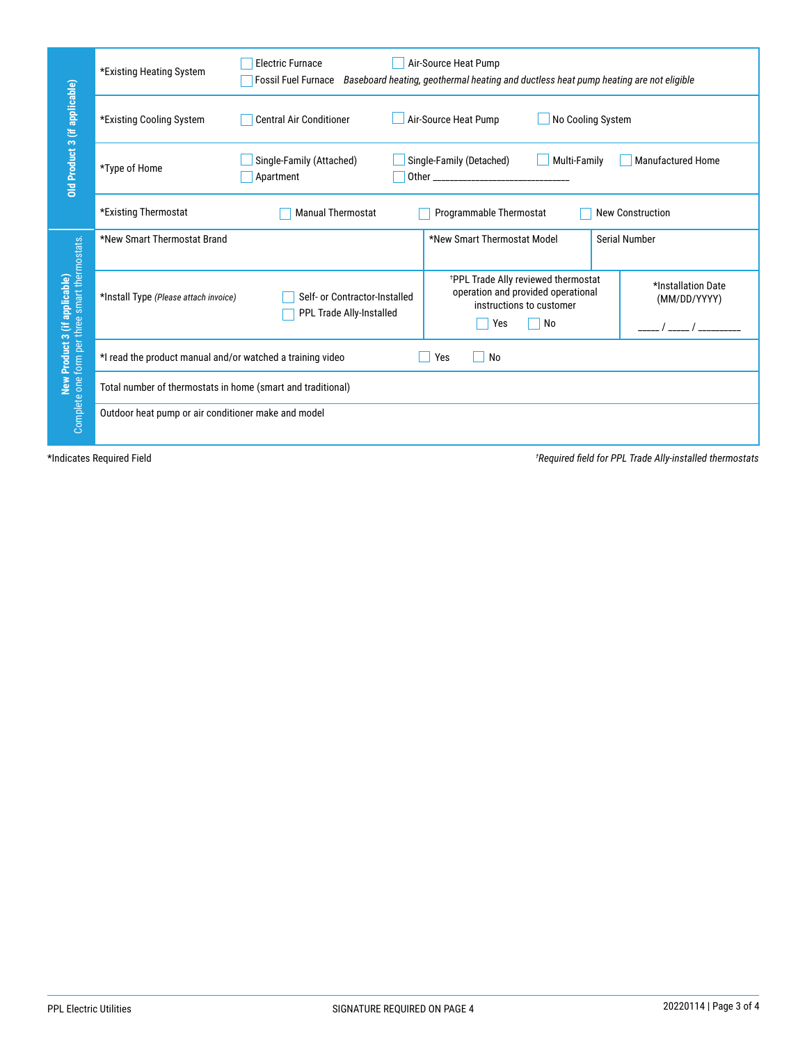## Old Product 3 (if applicable)

| Field | Options |
| --- | --- |
| *Existing Heating System | ☐ Electric Furnace ☐ Air-Source Heat Pump ☐ Fossil Fuel Furnace *Baseboard heating, geothermal heating and ductless heat pump heating are not eligible* |
| *Existing Cooling System | ☐ Central Air Conditioner ☐ Air-Source Heat Pump ☐ No Cooling System |
| *Type of Home | ☐ Single-Family (Attached) ☐ Single-Family (Detached) ☐ Multi-Family ☐ Manufactured Home ☐ Apartment ☐ Other ______________________________ |
| *Existing Thermostat | ☐ Manual Thermostat ☐ Programmable Thermostat ☐ New Construction |

## New Product 3 (if applicable)

Complete one form per three smart thermostats.

| | | |
| --- | --- | --- |
| *New Smart Thermostat Brand | *New Smart Thermostat Model | Serial Number |
| *Install Type *(Please attach invoice)* ☐ Self- or Contractor-Installed ☐ PPL Trade Ally-Installed | †PPL Trade Ally reviewed thermostat operation and provided operational instructions to customer ☐ Yes ☐ No | *Installation Date (MM/DD/YYYY) ____ / ____ / ________ |
| *I read the product manual and/or watched a training video ☐ Yes ☐ No | | |
| Total number of thermostats in home (smart and traditional) | | |
| Outdoor heat pump or air conditioner make and model | | |

*Indicates Required Field

†*Required field for PPL Trade Ally-installed thermostats*

PPL Electric Utilities

SIGNATURE REQUIRED ON PAGE 4

20220114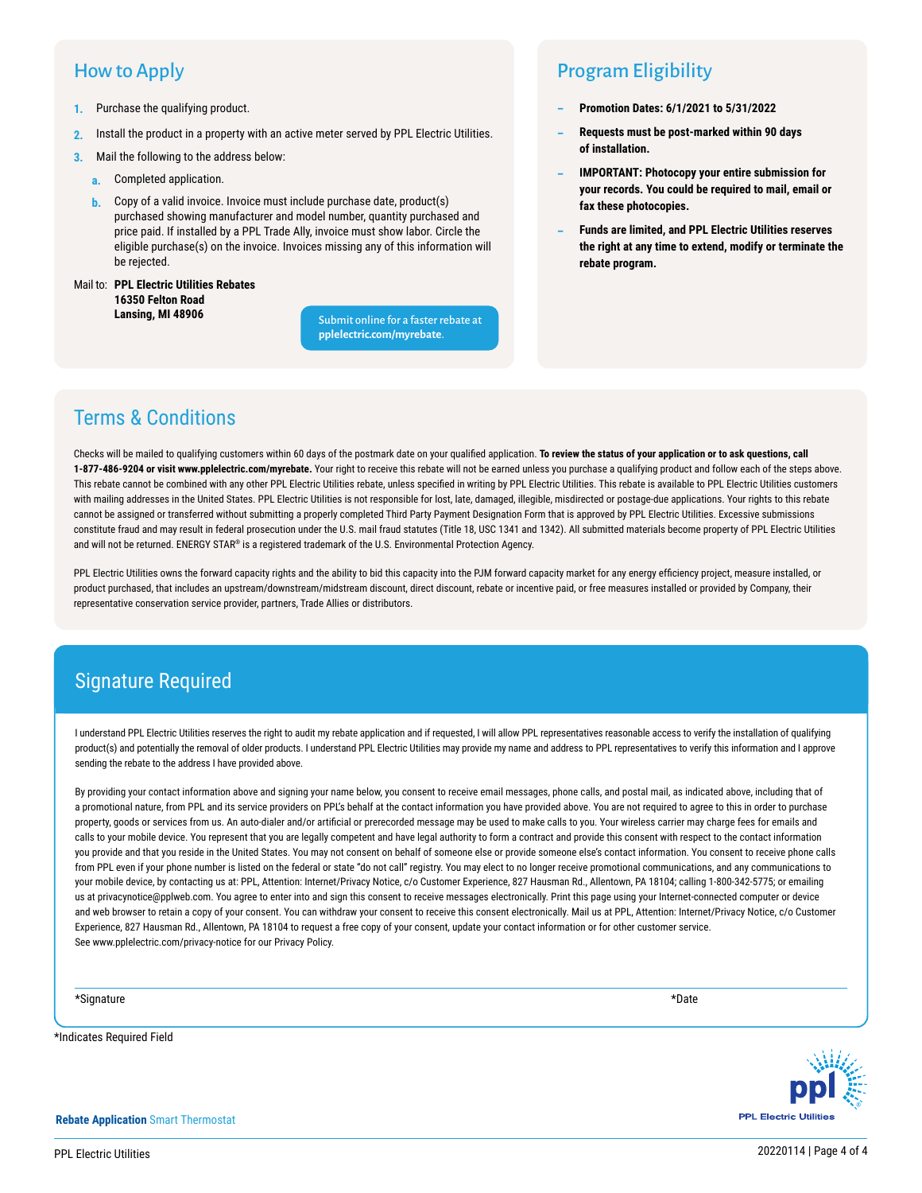## How to Apply

1. Purchase the qualifying product.
2. Install the product in a property with an active meter served by PPL Electric Utilities.
3. Mail the following to the address below:
   a. Completed application.
   b. Copy of a valid invoice. Invoice must include purchase date, product(s) purchased showing manufacturer and model number, quantity purchased and price paid. If installed by a PPL Trade Ally, invoice must show labor. Circle the eligible purchase(s) on the invoice. Invoices missing any of this information will be rejected.

Mail to: **PPL Electric Utilities Rebates**
**16350 Felton Road**
**Lansing, MI 48906**

Submit online for a faster rebate at **pplelectric.com/myrebate**.

## Program Eligibility

- **Promotion Dates: 6/1/2021 to 5/31/2022**
- **Requests must be post-marked within 90 days of installation.**
- **IMPORTANT: Photocopy your entire submission for your records. You could be required to mail, email or fax these photocopies.**
- **Funds are limited, and PPL Electric Utilities reserves the right at any time to extend, modify or terminate the rebate program.**

## Terms & Conditions

Checks will be mailed to qualifying customers within 60 days of the postmark date on your qualified application. **To review the status of your application or to ask questions, call 1-877-486-9204 or visit www.pplelectric.com/myrebate.** Your right to receive this rebate will not be earned unless you purchase a qualifying product and follow each of the steps above. This rebate cannot be combined with any other PPL Electric Utilities rebate, unless specified in writing by PPL Electric Utilities. This rebate is available to PPL Electric Utilities customers with mailing addresses in the United States. PPL Electric Utilities is not responsible for lost, late, damaged, illegible, misdirected or postage-due applications. Your rights to this rebate cannot be assigned or transferred without submitting a properly completed Third Party Payment Designation Form that is approved by PPL Electric Utilities. Excessive submissions constitute fraud and may result in federal prosecution under the U.S. mail fraud statutes (Title 18, USC 1341 and 1342). All submitted materials become property of PPL Electric Utilities and will not be returned. ENERGY STAR® is a registered trademark of the U.S. Environmental Protection Agency.

PPL Electric Utilities owns the forward capacity rights and the ability to bid this capacity into the PJM forward capacity market for any energy efficiency project, measure installed, or product purchased, that includes an upstream/downstream/midstream discount, direct discount, rebate or incentive paid, or free measures installed or provided by Company, their representative conservation service provider, partners, Trade Allies or distributors.

## Signature Required

I understand PPL Electric Utilities reserves the right to audit my rebate application and if requested, I will allow PPL representatives reasonable access to verify the installation of qualifying product(s) and potentially the removal of older products. I understand PPL Electric Utilities may provide my name and address to PPL representatives to verify this information and I approve sending the rebate to the address I have provided above.

By providing your contact information above and signing your name below, you consent to receive email messages, phone calls, and postal mail, as indicated above, including that of a promotional nature, from PPL and its service providers on PPL's behalf at the contact information you have provided above. You are not required to agree to this in order to purchase property, goods or services from us. An auto-dialer and/or artificial or prerecorded message may be used to make calls to you. Your wireless carrier may charge fees for emails and calls to your mobile device. You represent that you are legally competent and have legal authority to form a contract and provide this consent with respect to the contact information you provide and that you reside in the United States. You may not consent on behalf of someone else or provide someone else's contact information. You consent to receive phone calls from PPL even if your phone number is listed on the federal or state "do not call" registry. You may elect to no longer receive promotional communications, and any communications to your mobile device, by contacting us at: PPL, Attention: Internet/Privacy Notice, c/o Customer Experience, 827 Hausman Rd., Allentown, PA 18104; calling 1-800-342-5775; or emailing us at privacynotice@pplweb.com. You agree to enter into and sign this consent to receive messages electronically. Print this page using your Internet-connected computer or device and web browser to retain a copy of your consent. You can withdraw your consent to receive this consent electronically. Mail us at PPL, Attention: Internet/Privacy Notice, c/o Customer Experience, 827 Hausman Rd., Allentown, PA 18104 to request a free copy of your consent, update your contact information or for other customer service. See www.pplelectric.com/privacy-notice for our Privacy Policy.

*Signature _______________ *Date _______________

*Indicates Required Field

**Rebate Application** Smart Thermostat

PPL Electric Utilities

20220114